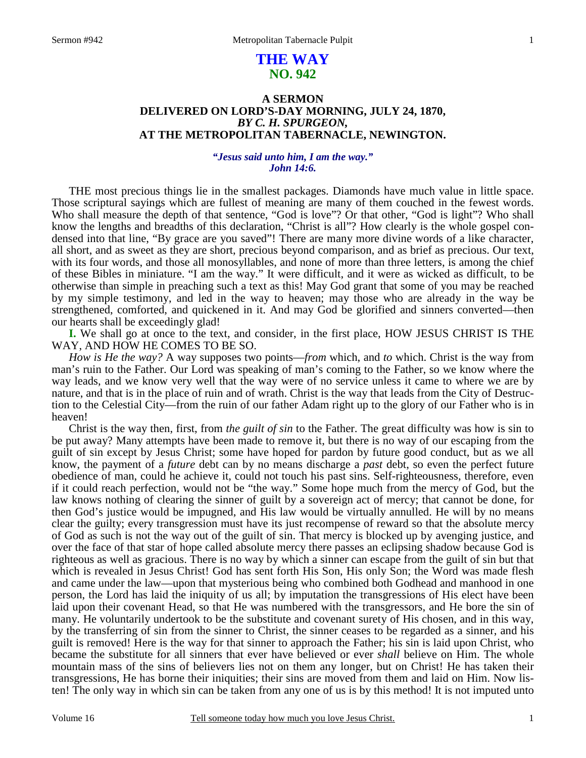# THE WAY
## NO. 942

### A SERMON
### DELIVERED ON LORD'S-DAY MORNING, JULY 24, 1870,
### *BY C. H. SPURGEON,*
### AT THE METROPOLITAN TABERNACLE, NEWINGTON.

*"Jesus said unto him, I am the way."*
*John 14:6.*

THE most precious things lie in the smallest packages. Diamonds have much value in little space. Those scriptural sayings which are fullest of meaning are many of them couched in the fewest words. Who shall measure the depth of that sentence, "God is love"? Or that other, "God is light"? Who shall know the lengths and breadths of this declaration, "Christ is all"? How clearly is the whole gospel condensed into that line, "By grace are you saved"! There are many more divine words of a like character, all short, and as sweet as they are short, precious beyond comparison, and as brief as precious. Our text, with its four words, and those all monosyllables, and none of more than three letters, is among the chief of these Bibles in miniature. "I am the way." It were difficult, and it were as wicked as difficult, to be otherwise than simple in preaching such a text as this! May God grant that some of you may be reached by my simple testimony, and led in the way to heaven; may those who are already in the way be strengthened, comforted, and quickened in it. And may God be glorified and sinners converted—then our hearts shall be exceedingly glad!

**I.** We shall go at once to the text, and consider, in the first place, HOW JESUS CHRIST IS THE WAY, AND HOW HE COMES TO BE SO.

*How is He the way?* A way supposes two points—*from* which, and *to* which. Christ is the way from man's ruin to the Father. Our Lord was speaking of man's coming to the Father, so we know where the way leads, and we know very well that the way were of no service unless it came to where we are by nature, and that is in the place of ruin and of wrath. Christ is the way that leads from the City of Destruction to the Celestial City—from the ruin of our father Adam right up to the glory of our Father who is in heaven!

Christ is the way then, first, from *the guilt of sin* to the Father. The great difficulty was how is sin to be put away? Many attempts have been made to remove it, but there is no way of our escaping from the guilt of sin except by Jesus Christ; some have hoped for pardon by future good conduct, but as we all know, the payment of a *future* debt can by no means discharge a *past* debt, so even the perfect future obedience of man, could he achieve it, could not touch his past sins. Self-righteousness, therefore, even if it could reach perfection, would not be "the way." Some hope much from the mercy of God, but the law knows nothing of clearing the sinner of guilt by a sovereign act of mercy; that cannot be done, for then God's justice would be impugned, and His law would be virtually annulled. He will by no means clear the guilty; every transgression must have its just recompense of reward so that the absolute mercy of God as such is not the way out of the guilt of sin. That mercy is blocked up by avenging justice, and over the face of that star of hope called absolute mercy there passes an eclipsing shadow because God is righteous as well as gracious. There is no way by which a sinner can escape from the guilt of sin but that which is revealed in Jesus Christ! God has sent forth His Son, His only Son; the Word was made flesh and came under the law—upon that mysterious being who combined both Godhead and manhood in one person, the Lord has laid the iniquity of us all; by imputation the transgressions of His elect have been laid upon their covenant Head, so that He was numbered with the transgressors, and He bore the sin of many. He voluntarily undertook to be the substitute and covenant surety of His chosen, and in this way, by the transferring of sin from the sinner to Christ, the sinner ceases to be regarded as a sinner, and his guilt is removed! Here is the way for that sinner to approach the Father; his sin is laid upon Christ, who became the substitute for all sinners that ever have believed or ever *shall* believe on Him. The whole mountain mass of the sins of believers lies not on them any longer, but on Christ! He has taken their transgressions, He has borne their iniquities; their sins are moved from them and laid on Him. Now listen! The only way in which sin can be taken from any one of us is by this method! It is not imputed unto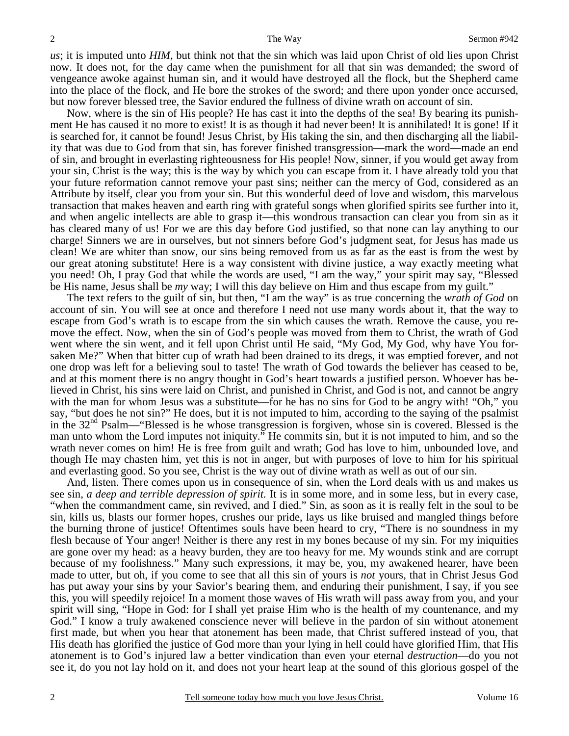*us*; it is imputed unto *HIM,* but think not that the sin which was laid upon Christ of old lies upon Christ now. It does not, for the day came when the punishment for all that sin was demanded; the sword of vengeance awoke against human sin, and it would have destroyed all the flock, but the Shepherd came into the place of the flock, and He bore the strokes of the sword; and there upon yonder once accursed, but now forever blessed tree, the Savior endured the fullness of divine wrath on account of sin.

Now, where is the sin of His people? He has cast it into the depths of the sea! By bearing its punishment He has caused it no more to exist! It is as though it had never been! It is annihilated! It is gone! If it is searched for, it cannot be found! Jesus Christ, by His taking the sin, and then discharging all the liability that was due to God from that sin, has forever finished transgression—mark the word—made an end of sin, and brought in everlasting righteousness for His people! Now, sinner, if you would get away from your sin, Christ is the way; this is the way by which you can escape from it. I have already told you that your future reformation cannot remove your past sins; neither can the mercy of God, considered as an Attribute by itself, clear you from your sin. But this wonderful deed of love and wisdom, this marvelous transaction that makes heaven and earth ring with grateful songs when glorified spirits see further into it, and when angelic intellects are able to grasp it—this wondrous transaction can clear you from sin as it has cleared many of us! For we are this day before God justified, so that none can lay anything to our charge! Sinners we are in ourselves, but not sinners before God's judgment seat, for Jesus has made us clean! We are whiter than snow, our sins being removed from us as far as the east is from the west by our great atoning substitute! Here is a way consistent with divine justice, a way exactly meeting what you need! Oh, I pray God that while the words are used, "I am the way," your spirit may say, "Blessed be His name, Jesus shall be *my* way; I will this day believe on Him and thus escape from my guilt."

The text refers to the guilt of sin, but then, "I am the way" is as true concerning the *wrath of God* on account of sin. You will see at once and therefore I need not use many words about it, that the way to escape from God's wrath is to escape from the sin which causes the wrath. Remove the cause, you remove the effect. Now, when the sin of God's people was moved from them to Christ, the wrath of God went where the sin went, and it fell upon Christ until He said, "My God, My God, why have You forsaken Me?" When that bitter cup of wrath had been drained to its dregs, it was emptied forever, and not one drop was left for a believing soul to taste! The wrath of God towards the believer has ceased to be, and at this moment there is no angry thought in God's heart towards a justified person. Whoever has believed in Christ, his sins were laid on Christ, and punished in Christ, and God is not, and cannot be angry with the man for whom Jesus was a substitute—for he has no sins for God to be angry with! "Oh," you say, "but does he not sin?" He does, but it is not imputed to him, according to the saying of the psalmist in the 32nd Psalm—"Blessed is he whose transgression is forgiven, whose sin is covered. Blessed is the man unto whom the Lord imputes not iniquity." He commits sin, but it is not imputed to him, and so the wrath never comes on him! He is free from guilt and wrath; God has love to him, unbounded love, and though He may chasten him, yet this is not in anger, but with purposes of love to him for his spiritual and everlasting good. So you see, Christ is the way out of divine wrath as well as out of our sin.

And, listen. There comes upon us in consequence of sin, when the Lord deals with us and makes us see sin, *a deep and terrible depression of spirit.* It is in some more, and in some less, but in every case, "when the commandment came, sin revived, and I died." Sin, as soon as it is really felt in the soul to be sin, kills us, blasts our former hopes, crushes our pride, lays us like bruised and mangled things before the burning throne of justice! Oftentimes souls have been heard to cry, "There is no soundness in my flesh because of Your anger! Neither is there any rest in my bones because of my sin. For my iniquities are gone over my head: as a heavy burden, they are too heavy for me. My wounds stink and are corrupt because of my foolishness." Many such expressions, it may be, you, my awakened hearer, have been made to utter, but oh, if you come to see that all this sin of yours is *not* yours, that in Christ Jesus God has put away your sins by your Savior's bearing them, and enduring their punishment, I say, if you see this, you will speedily rejoice! In a moment those waves of His wrath will pass away from you, and your spirit will sing, "Hope in God: for I shall yet praise Him who is the health of my countenance, and my God." I know a truly awakened conscience never will believe in the pardon of sin without atonement first made, but when you hear that atonement has been made, that Christ suffered instead of you, that His death has glorified the justice of God more than your lying in hell could have glorified Him, that His atonement is to God's injured law a better vindication than even your eternal *destruction*—do you not see it, do you not lay hold on it, and does not your heart leap at the sound of this glorious gospel of the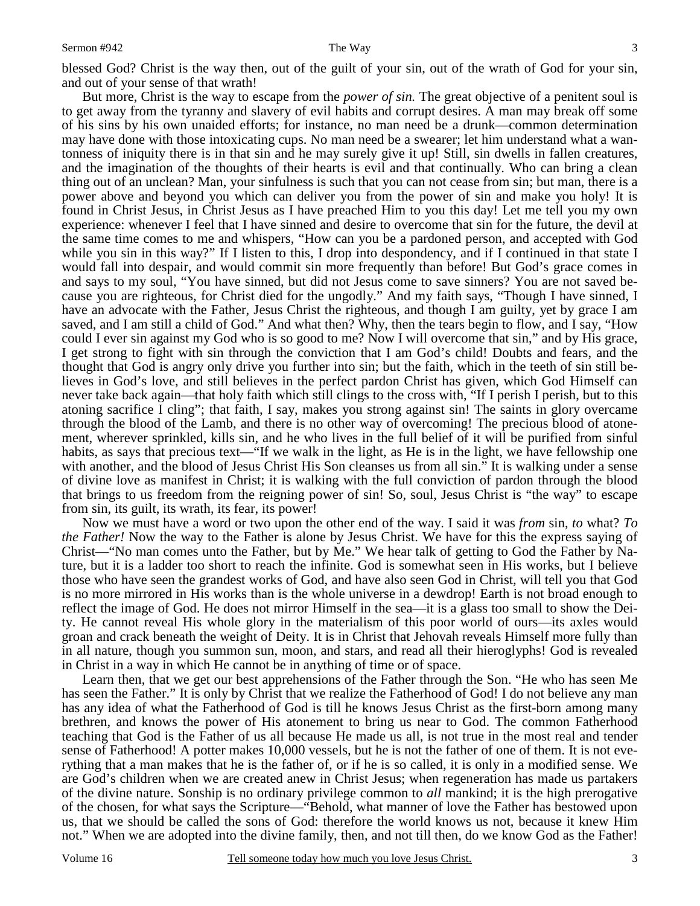blessed God? Christ is the way then, out of the guilt of your sin, out of the wrath of God for your sin, and out of your sense of that wrath!

But more, Christ is the way to escape from the *power of sin.* The great objective of a penitent soul is to get away from the tyranny and slavery of evil habits and corrupt desires. A man may break off some of his sins by his own unaided efforts; for instance, no man need be a drunk—common determination may have done with those intoxicating cups. No man need be a swearer; let him understand what a wantonness of iniquity there is in that sin and he may surely give it up! Still, sin dwells in fallen creatures, and the imagination of the thoughts of their hearts is evil and that continually. Who can bring a clean thing out of an unclean? Man, your sinfulness is such that you can not cease from sin; but man, there is a power above and beyond you which can deliver you from the power of sin and make you holy! It is found in Christ Jesus, in Christ Jesus as I have preached Him to you this day! Let me tell you my own experience: whenever I feel that I have sinned and desire to overcome that sin for the future, the devil at the same time comes to me and whispers, "How can you be a pardoned person, and accepted with God while you sin in this way?" If I listen to this, I drop into despondency, and if I continued in that state I would fall into despair, and would commit sin more frequently than before! But God's grace comes in and says to my soul, "You have sinned, but did not Jesus come to save sinners? You are not saved because you are righteous, for Christ died for the ungodly." And my faith says, "Though I have sinned, I have an advocate with the Father, Jesus Christ the righteous, and though I am guilty, yet by grace I am saved, and I am still a child of God." And what then? Why, then the tears begin to flow, and I say, "How could I ever sin against my God who is so good to me? Now I will overcome that sin," and by His grace, I get strong to fight with sin through the conviction that I am God's child! Doubts and fears, and the thought that God is angry only drive you further into sin; but the faith, which in the teeth of sin still believes in God's love, and still believes in the perfect pardon Christ has given, which God Himself can never take back again—that holy faith which still clings to the cross with, "If I perish I perish, but to this atoning sacrifice I cling"; that faith, I say, makes you strong against sin! The saints in glory overcame through the blood of the Lamb, and there is no other way of overcoming! The precious blood of atonement, wherever sprinkled, kills sin, and he who lives in the full belief of it will be purified from sinful habits, as says that precious text—"If we walk in the light, as He is in the light, we have fellowship one with another, and the blood of Jesus Christ His Son cleanses us from all sin." It is walking under a sense of divine love as manifest in Christ; it is walking with the full conviction of pardon through the blood that brings to us freedom from the reigning power of sin! So, soul, Jesus Christ is "the way" to escape from sin, its guilt, its wrath, its fear, its power!

Now we must have a word or two upon the other end of the way. I said it was *from* sin, *to* what? *To the Father!* Now the way to the Father is alone by Jesus Christ. We have for this the express saying of Christ—"No man comes unto the Father, but by Me." We hear talk of getting to God the Father by Nature, but it is a ladder too short to reach the infinite. God is somewhat seen in His works, but I believe those who have seen the grandest works of God, and have also seen God in Christ, will tell you that God is no more mirrored in His works than is the whole universe in a dewdrop! Earth is not broad enough to reflect the image of God. He does not mirror Himself in the sea—it is a glass too small to show the Deity. He cannot reveal His whole glory in the materialism of this poor world of ours—its axles would groan and crack beneath the weight of Deity. It is in Christ that Jehovah reveals Himself more fully than in all nature, though you summon sun, moon, and stars, and read all their hieroglyphs! God is revealed in Christ in a way in which He cannot be in anything of time or of space.

Learn then, that we get our best apprehensions of the Father through the Son. "He who has seen Me has seen the Father." It is only by Christ that we realize the Fatherhood of God! I do not believe any man has any idea of what the Fatherhood of God is till he knows Jesus Christ as the first-born among many brethren, and knows the power of His atonement to bring us near to God. The common Fatherhood teaching that God is the Father of us all because He made us all, is not true in the most real and tender sense of Fatherhood! A potter makes 10,000 vessels, but he is not the father of one of them. It is not everything that a man makes that he is the father of, or if he is so called, it is only in a modified sense. We are God's children when we are created anew in Christ Jesus; when regeneration has made us partakers of the divine nature. Sonship is no ordinary privilege common to *all* mankind; it is the high prerogative of the chosen, for what says the Scripture—"Behold, what manner of love the Father has bestowed upon us, that we should be called the sons of God: therefore the world knows us not, because it knew Him not." When we are adopted into the divine family, then, and not till then, do we know God as the Father!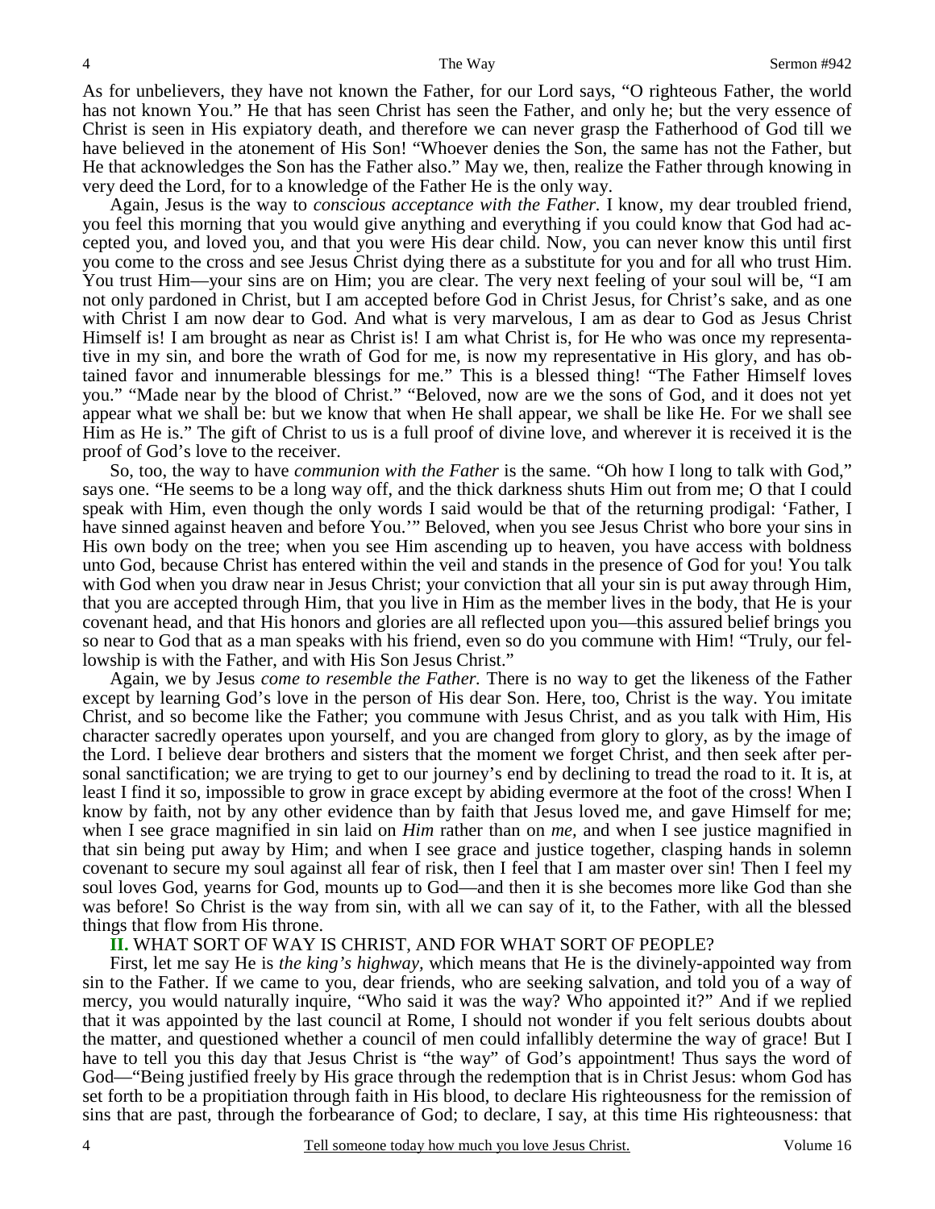As for unbelievers, they have not known the Father, for our Lord says, "O righteous Father, the world has not known You." He that has seen Christ has seen the Father, and only he; but the very essence of Christ is seen in His expiatory death, and therefore we can never grasp the Fatherhood of God till we have believed in the atonement of His Son! "Whoever denies the Son, the same has not the Father, but He that acknowledges the Son has the Father also." May we, then, realize the Father through knowing in very deed the Lord, for to a knowledge of the Father He is the only way.

Again, Jesus is the way to *conscious acceptance with the Father*. I know, my dear troubled friend, you feel this morning that you would give anything and everything if you could know that God had accepted you, and loved you, and that you were His dear child. Now, you can never know this until first you come to the cross and see Jesus Christ dying there as a substitute for you and for all who trust Him. You trust Him—your sins are on Him; you are clear. The very next feeling of your soul will be, "I am not only pardoned in Christ, but I am accepted before God in Christ Jesus, for Christ's sake, and as one with Christ I am now dear to God. And what is very marvelous, I am as dear to God as Jesus Christ Himself is! I am brought as near as Christ is! I am what Christ is, for He who was once my representative in my sin, and bore the wrath of God for me, is now my representative in His glory, and has obtained favor and innumerable blessings for me." This is a blessed thing! "The Father Himself loves you." "Made near by the blood of Christ." "Beloved, now are we the sons of God, and it does not yet appear what we shall be: but we know that when He shall appear, we shall be like He. For we shall see Him as He is." The gift of Christ to us is a full proof of divine love, and wherever it is received it is the proof of God's love to the receiver.

So, too, the way to have *communion with the Father* is the same. "Oh how I long to talk with God," says one. "He seems to be a long way off, and the thick darkness shuts Him out from me; O that I could speak with Him, even though the only words I said would be that of the returning prodigal: 'Father, I have sinned against heaven and before You.'" Beloved, when you see Jesus Christ who bore your sins in His own body on the tree; when you see Him ascending up to heaven, you have access with boldness unto God, because Christ has entered within the veil and stands in the presence of God for you! You talk with God when you draw near in Jesus Christ; your conviction that all your sin is put away through Him, that you are accepted through Him, that you live in Him as the member lives in the body, that He is your covenant head, and that His honors and glories are all reflected upon you—this assured belief brings you so near to God that as a man speaks with his friend, even so do you commune with Him! "Truly, our fellowship is with the Father, and with His Son Jesus Christ."

Again, we by Jesus *come to resemble the Father.* There is no way to get the likeness of the Father except by learning God's love in the person of His dear Son. Here, too, Christ is the way. You imitate Christ, and so become like the Father; you commune with Jesus Christ, and as you talk with Him, His character sacredly operates upon yourself, and you are changed from glory to glory, as by the image of the Lord. I believe dear brothers and sisters that the moment we forget Christ, and then seek after personal sanctification; we are trying to get to our journey's end by declining to tread the road to it. It is, at least I find it so, impossible to grow in grace except by abiding evermore at the foot of the cross! When I know by faith, not by any other evidence than by faith that Jesus loved me, and gave Himself for me; when I see grace magnified in sin laid on *Him* rather than on *me,* and when I see justice magnified in that sin being put away by Him; and when I see grace and justice together, clasping hands in solemn covenant to secure my soul against all fear of risk, then I feel that I am master over sin! Then I feel my soul loves God, yearns for God, mounts up to God—and then it is she becomes more like God than she was before! So Christ is the way from sin, with all we can say of it, to the Father, with all the blessed things that flow from His throne.

**II.** WHAT SORT OF WAY IS CHRIST, AND FOR WHAT SORT OF PEOPLE?

First, let me say He is *the king's highway,* which means that He is the divinely-appointed way from sin to the Father. If we came to you, dear friends, who are seeking salvation, and told you of a way of mercy, you would naturally inquire, "Who said it was the way? Who appointed it?" And if we replied that it was appointed by the last council at Rome, I should not wonder if you felt serious doubts about the matter, and questioned whether a council of men could infallibly determine the way of grace! But I have to tell you this day that Jesus Christ is "the way" of God's appointment! Thus says the word of God—"Being justified freely by His grace through the redemption that is in Christ Jesus: whom God has set forth to be a propitiation through faith in His blood, to declare His righteousness for the remission of sins that are past, through the forbearance of God; to declare, I say, at this time His righteousness: that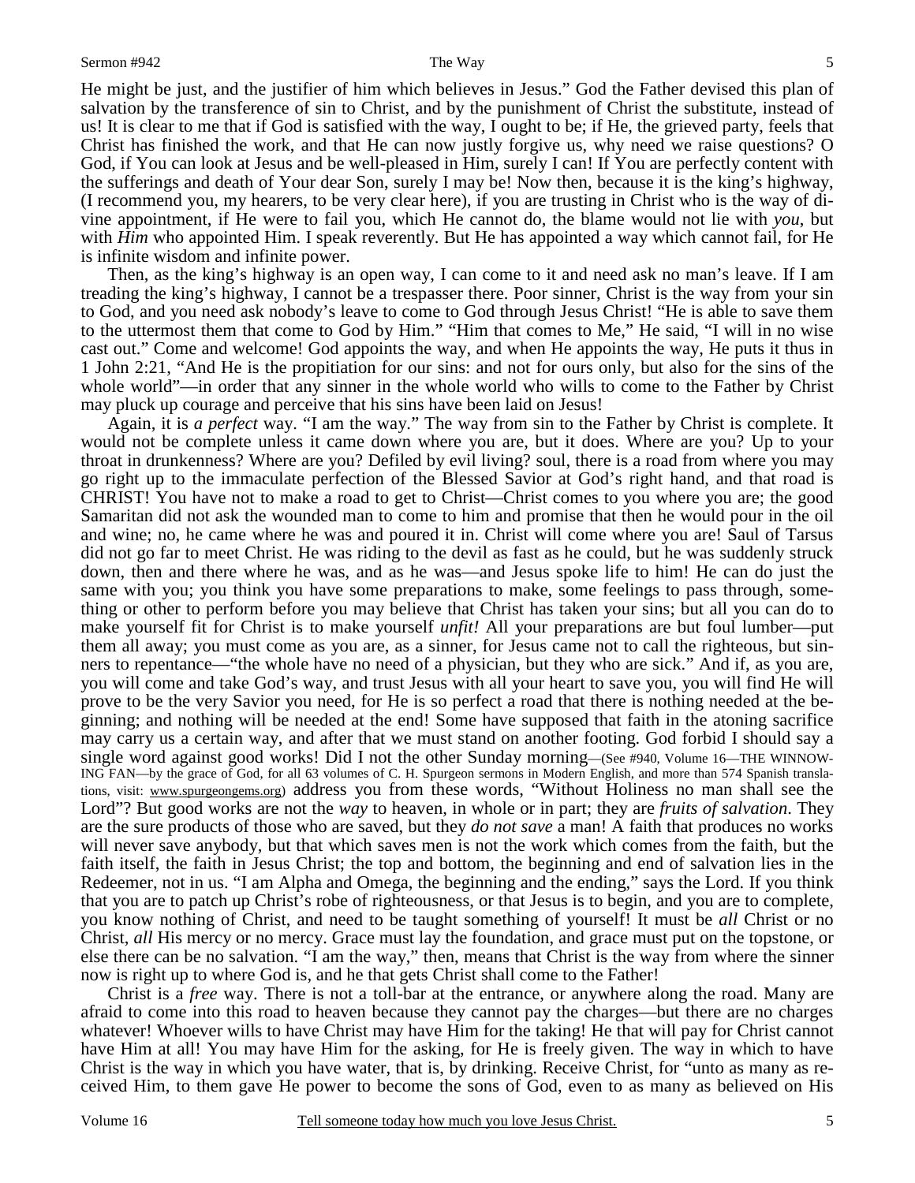He might be just, and the justifier of him which believes in Jesus." God the Father devised this plan of salvation by the transference of sin to Christ, and by the punishment of Christ the substitute, instead of us! It is clear to me that if God is satisfied with the way, I ought to be; if He, the grieved party, feels that Christ has finished the work, and that He can now justly forgive us, why need we raise questions? O God, if You can look at Jesus and be well-pleased in Him, surely I can! If You are perfectly content with the sufferings and death of Your dear Son, surely I may be! Now then, because it is the king's highway, (I recommend you, my hearers, to be very clear here), if you are trusting in Christ who is the way of divine appointment, if He were to fail you, which He cannot do, the blame would not lie with *you*, but with *Him* who appointed Him. I speak reverently. But He has appointed a way which cannot fail, for He is infinite wisdom and infinite power.

Then, as the king's highway is an open way, I can come to it and need ask no man's leave. If I am treading the king's highway, I cannot be a trespasser there. Poor sinner, Christ is the way from your sin to God, and you need ask nobody's leave to come to God through Jesus Christ! "He is able to save them to the uttermost them that come to God by Him." "Him that comes to Me," He said, "I will in no wise cast out." Come and welcome! God appoints the way, and when He appoints the way, He puts it thus in 1 John 2:21, "And He is the propitiation for our sins: and not for ours only, but also for the sins of the whole world"—in order that any sinner in the whole world who wills to come to the Father by Christ may pluck up courage and perceive that his sins have been laid on Jesus!

Again, it is *a perfect* way. "I am the way." The way from sin to the Father by Christ is complete. It would not be complete unless it came down where you are, but it does. Where are you? Up to your throat in drunkenness? Where are you? Defiled by evil living? soul, there is a road from where you may go right up to the immaculate perfection of the Blessed Savior at God's right hand, and that road is CHRIST! You have not to make a road to get to Christ—Christ comes to you where you are; the good Samaritan did not ask the wounded man to come to him and promise that then he would pour in the oil and wine; no, he came where he was and poured it in. Christ will come where you are! Saul of Tarsus did not go far to meet Christ. He was riding to the devil as fast as he could, but he was suddenly struck down, then and there where he was, and as he was—and Jesus spoke life to him! He can do just the same with you; you think you have some preparations to make, some feelings to pass through, something or other to perform before you may believe that Christ has taken your sins; but all you can do to make yourself fit for Christ is to make yourself *unfit!* All your preparations are but foul lumber—put them all away; you must come as you are, as a sinner, for Jesus came not to call the righteous, but sinners to repentance—"the whole have no need of a physician, but they who are sick." And if, as you are, you will come and take God's way, and trust Jesus with all your heart to save you, you will find He will prove to be the very Savior you need, for He is so perfect a road that there is nothing needed at the beginning; and nothing will be needed at the end! Some have supposed that faith in the atoning sacrifice may carry us a certain way, and after that we must stand on another footing. God forbid I should say a single word against good works! Did I not the other Sunday morning—(See #940, Volume 16—THE WINNOWING FAN—by the grace of God, for all 63 volumes of C. H. Spurgeon sermons in Modern English, and more than 574 Spanish translations, visit: www.spurgeongems.org) address you from these words, "Without Holiness no man shall see the Lord"? But good works are not the *way* to heaven, in whole or in part; they are *fruits of salvation*. They are the sure products of those who are saved, but they *do not save* a man! A faith that produces no works will never save anybody, but that which saves men is not the work which comes from the faith, but the faith itself, the faith in Jesus Christ; the top and bottom, the beginning and end of salvation lies in the Redeemer, not in us. "I am Alpha and Omega, the beginning and the ending," says the Lord. If you think that you are to patch up Christ's robe of righteousness, or that Jesus is to begin, and you are to complete, you know nothing of Christ, and need to be taught something of yourself! It must be *all* Christ or no Christ, *all* His mercy or no mercy. Grace must lay the foundation, and grace must put on the topstone, or else there can be no salvation. "I am the way," then, means that Christ is the way from where the sinner now is right up to where God is, and he that gets Christ shall come to the Father!

Christ is a *free* way. There is not a toll-bar at the entrance, or anywhere along the road. Many are afraid to come into this road to heaven because they cannot pay the charges—but there are no charges whatever! Whoever wills to have Christ may have Him for the taking! He that will pay for Christ cannot have Him at all! You may have Him for the asking, for He is freely given. The way in which to have Christ is the way in which you have water, that is, by drinking. Receive Christ, for "unto as many as received Him, to them gave He power to become the sons of God, even to as many as believed on His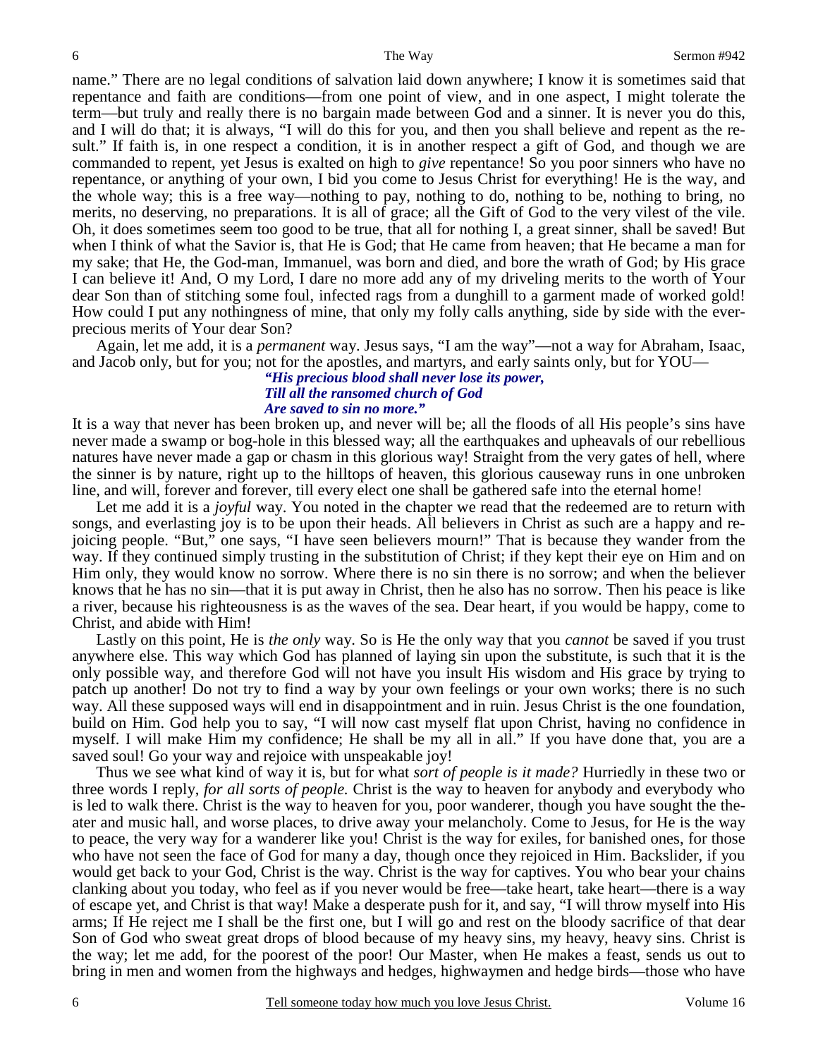name." There are no legal conditions of salvation laid down anywhere; I know it is sometimes said that repentance and faith are conditions—from one point of view, and in one aspect, I might tolerate the term—but truly and really there is no bargain made between God and a sinner. It is never you do this, and I will do that; it is always, "I will do this for you, and then you shall believe and repent as the result." If faith is, in one respect a condition, it is in another respect a gift of God, and though we are commanded to repent, yet Jesus is exalted on high to *give* repentance! So you poor sinners who have no repentance, or anything of your own, I bid you come to Jesus Christ for everything! He is the way, and the whole way; this is a free way—nothing to pay, nothing to do, nothing to be, nothing to bring, no merits, no deserving, no preparations. It is all of grace; all the Gift of God to the very vilest of the vile. Oh, it does sometimes seem too good to be true, that all for nothing I, a great sinner, shall be saved! But when I think of what the Savior is, that He is God; that He came from heaven; that He became a man for my sake; that He, the God-man, Immanuel, was born and died, and bore the wrath of God; by His grace I can believe it! And, O my Lord, I dare no more add any of my driveling merits to the worth of Your dear Son than of stitching some foul, infected rags from a dunghill to a garment made of worked gold! How could I put any nothingness of mine, that only my folly calls anything, side by side with the ever-precious merits of Your dear Son?

Again, let me add, it is a *permanent* way. Jesus says, "I am the way"—not a way for Abraham, Isaac, and Jacob only, but for you; not for the apostles, and martyrs, and early saints only, but for YOU—

> ***"His precious blood shall never lose its power,***
> ***Till all the ransomed church of God***
> ***Are saved to sin no more."***

It is a way that never has been broken up, and never will be; all the floods of all His people's sins have never made a swamp or bog-hole in this blessed way; all the earthquakes and upheavals of our rebellious natures have never made a gap or chasm in this glorious way! Straight from the very gates of hell, where the sinner is by nature, right up to the hilltops of heaven, this glorious causeway runs in one unbroken line, and will, forever and forever, till every elect one shall be gathered safe into the eternal home!

Let me add it is a *joyful* way. You noted in the chapter we read that the redeemed are to return with songs, and everlasting joy is to be upon their heads. All believers in Christ as such are a happy and rejoicing people. "But," one says, "I have seen believers mourn!" That is because they wander from the way. If they continued simply trusting in the substitution of Christ; if they kept their eye on Him and on Him only, they would know no sorrow. Where there is no sin there is no sorrow; and when the believer knows that he has no sin—that it is put away in Christ, then he also has no sorrow. Then his peace is like a river, because his righteousness is as the waves of the sea. Dear heart, if you would be happy, come to Christ, and abide with Him!

Lastly on this point, He is *the only* way. So is He the only way that you *cannot* be saved if you trust anywhere else. This way which God has planned of laying sin upon the substitute, is such that it is the only possible way, and therefore God will not have you insult His wisdom and His grace by trying to patch up another! Do not try to find a way by your own feelings or your own works; there is no such way. All these supposed ways will end in disappointment and in ruin. Jesus Christ is the one foundation, build on Him. God help you to say, "I will now cast myself flat upon Christ, having no confidence in myself. I will make Him my confidence; He shall be my all in all." If you have done that, you are a saved soul! Go your way and rejoice with unspeakable joy!

Thus we see what kind of way it is, but for what *sort of people is it made?* Hurriedly in these two or three words I reply, *for all sorts of people.* Christ is the way to heaven for anybody and everybody who is led to walk there. Christ is the way to heaven for you, poor wanderer, though you have sought the theater and music hall, and worse places, to drive away your melancholy. Come to Jesus, for He is the way to peace, the very way for a wanderer like you! Christ is the way for exiles, for banished ones, for those who have not seen the face of God for many a day, though once they rejoiced in Him. Backslider, if you would get back to your God, Christ is the way. Christ is the way for captives. You who bear your chains clanking about you today, who feel as if you never would be free—take heart, take heart—there is a way of escape yet, and Christ is that way! Make a desperate push for it, and say, "I will throw myself into His arms; If He reject me I shall be the first one, but I will go and rest on the bloody sacrifice of that dear Son of God who sweat great drops of blood because of my heavy sins, my heavy, heavy sins. Christ is the way; let me add, for the poorest of the poor! Our Master, when He makes a feast, sends us out to bring in men and women from the highways and hedges, highwaymen and hedge birds—those who have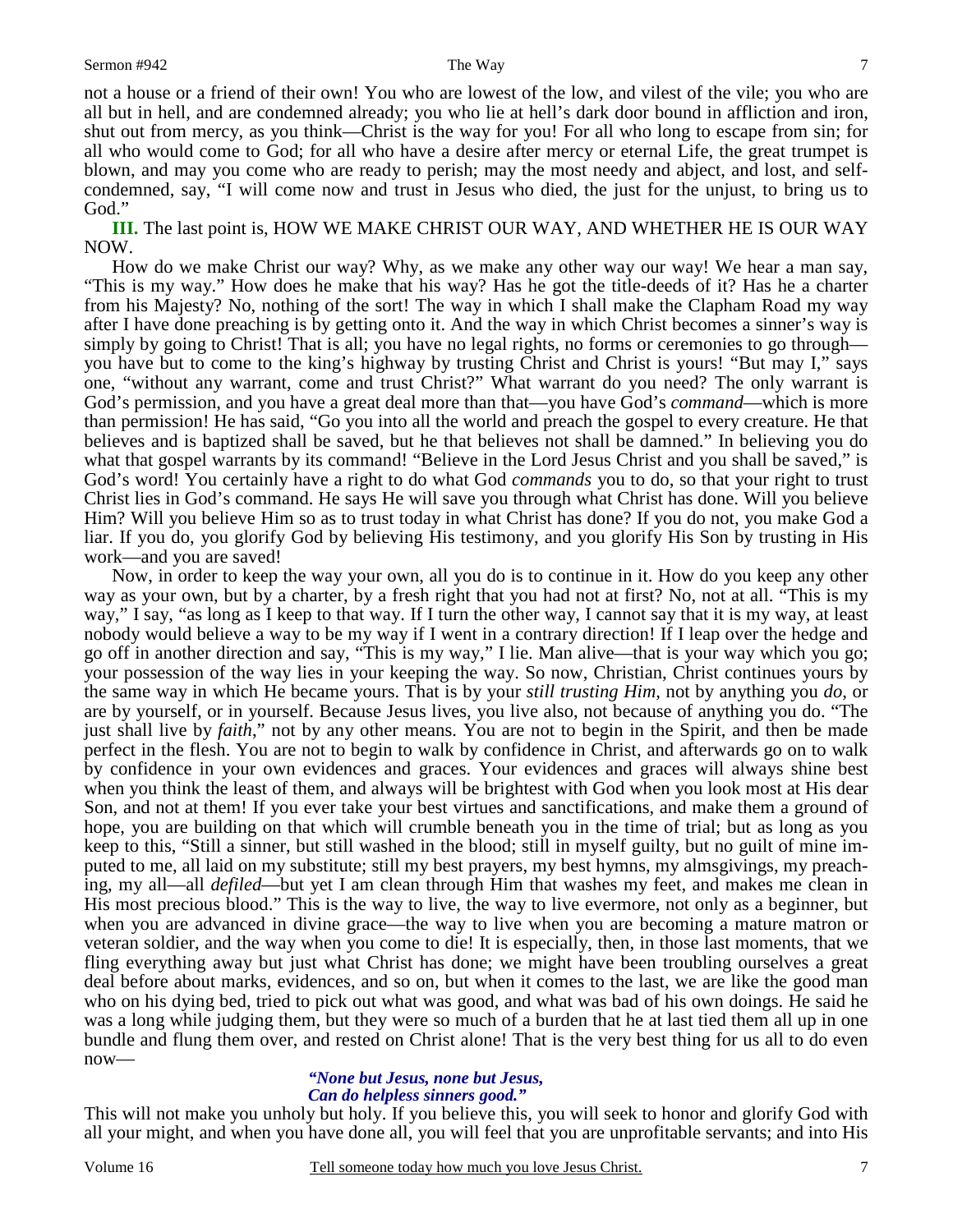not a house or a friend of their own! You who are lowest of the low, and vilest of the vile; you who are all but in hell, and are condemned already; you who lie at hell's dark door bound in affliction and iron, shut out from mercy, as you think—Christ is the way for you! For all who long to escape from sin; for all who would come to God; for all who have a desire after mercy or eternal Life, the great trumpet is blown, and may you come who are ready to perish; may the most needy and abject, and lost, and self-condemned, say, "I will come now and trust in Jesus who died, the just for the unjust, to bring us to God."

**III.** The last point is, HOW WE MAKE CHRIST OUR WAY, AND WHETHER HE IS OUR WAY NOW.

How do we make Christ our way? Why, as we make any other way our way! We hear a man say, "This is my way." How does he make that his way? Has he got the title-deeds of it? Has he a charter from his Majesty? No, nothing of the sort! The way in which I shall make the Clapham Road my way after I have done preaching is by getting onto it. And the way in which Christ becomes a sinner's way is simply by going to Christ! That is all; you have no legal rights, no forms or ceremonies to go through—you have but to come to the king's highway by trusting Christ and Christ is yours! "But may I," says one, "without any warrant, come and trust Christ?" What warrant do you need? The only warrant is God's permission, and you have a great deal more than that—you have God's *command*—which is more than permission! He has said, "Go you into all the world and preach the gospel to every creature. He that believes and is baptized shall be saved, but he that believes not shall be damned." In believing you do what that gospel warrants by its command! "Believe in the Lord Jesus Christ and you shall be saved," is God's word! You certainly have a right to do what God *commands* you to do, so that your right to trust Christ lies in God's command. He says He will save you through what Christ has done. Will you believe Him? Will you believe Him so as to trust today in what Christ has done? If you do not, you make God a liar. If you do, you glorify God by believing His testimony, and you glorify His Son by trusting in His work—and you are saved!

Now, in order to keep the way your own, all you do is to continue in it. How do you keep any other way as your own, but by a charter, by a fresh right that you had not at first? No, not at all. "This is my way," I say, "as long as I keep to that way. If I turn the other way, I cannot say that it is my way, at least nobody would believe a way to be my way if I went in a contrary direction! If I leap over the hedge and go off in another direction and say, "This is my way," I lie. Man alive—that is your way which you go; your possession of the way lies in your keeping the way. So now, Christian, Christ continues yours by the same way in which He became yours. That is by your *still trusting Him,* not by anything you *do*, or are by yourself, or in yourself. Because Jesus lives, you live also, not because of anything you do. "The just shall live by *faith*," not by any other means. You are not to begin in the Spirit, and then be made perfect in the flesh. You are not to begin to walk by confidence in Christ, and afterwards go on to walk by confidence in your own evidences and graces. Your evidences and graces will always shine best when you think the least of them, and always will be brightest with God when you look most at His dear Son, and not at them! If you ever take your best virtues and sanctifications, and make them a ground of hope, you are building on that which will crumble beneath you in the time of trial; but as long as you keep to this, "Still a sinner, but still washed in the blood; still in myself guilty, but no guilt of mine imputed to me, all laid on my substitute; still my best prayers, my best hymns, my almsgivings, my preaching, my all—all *defiled*—but yet I am clean through Him that washes my feet, and makes me clean in His most precious blood." This is the way to live, the way to live evermore, not only as a beginner, but when you are advanced in divine grace—the way to live when you are becoming a mature matron or veteran soldier, and the way when you come to die! It is especially, then, in those last moments, that we fling everything away but just what Christ has done; we might have been troubling ourselves a great deal before about marks, evidences, and so on, but when it comes to the last, we are like the good man who on his dying bed, tried to pick out what was good, and what was bad of his own doings. He said he was a long while judging them, but they were so much of a burden that he at last tied them all up in one bundle and flung them over, and rested on Christ alone! That is the very best thing for us all to do even now—

> ***"None but Jesus, none but Jesus,***
> ***Can do helpless sinners good."***

This will not make you unholy but holy. If you believe this, you will seek to honor and glorify God with all your might, and when you have done all, you will feel that you are unprofitable servants; and into His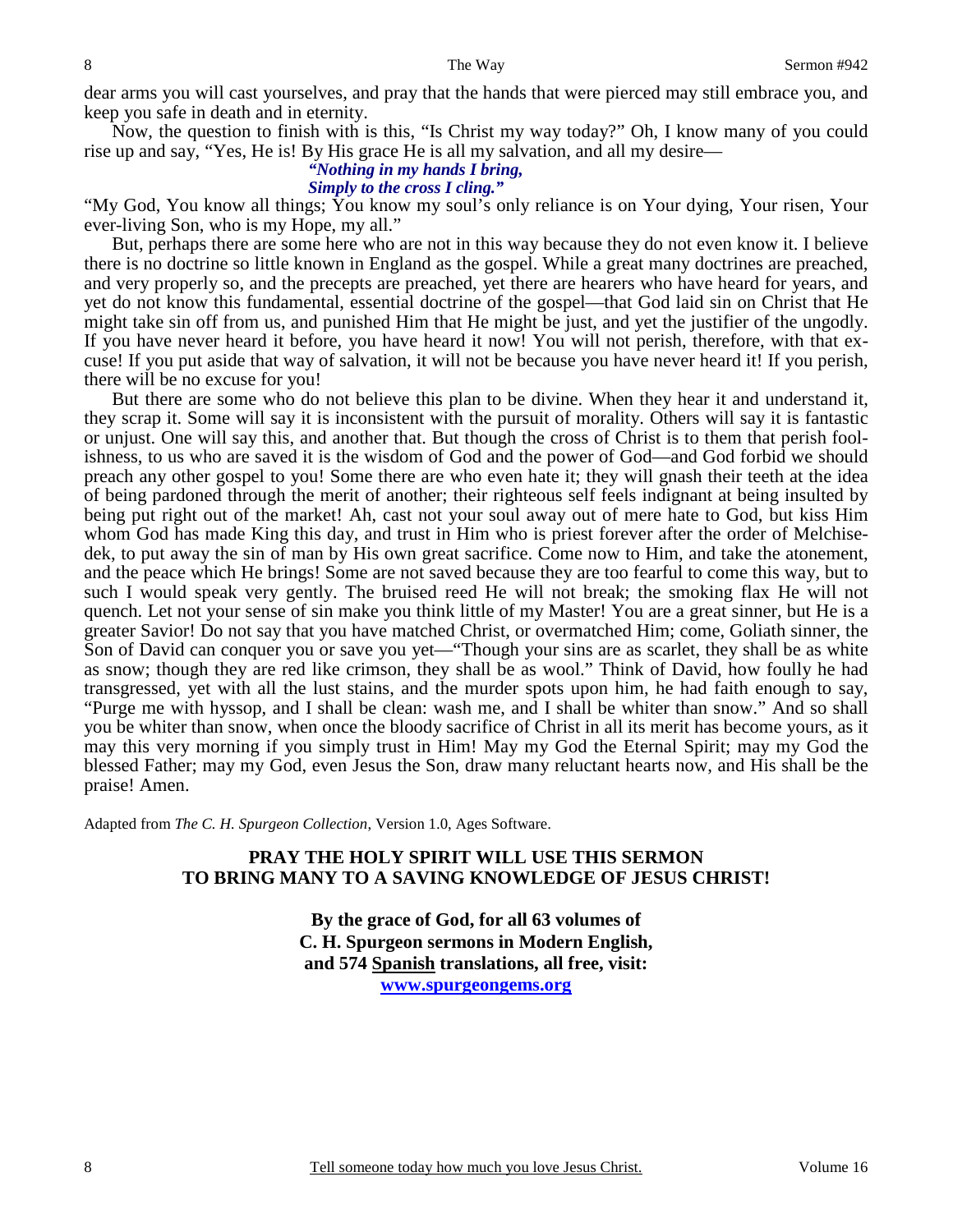dear arms you will cast yourselves, and pray that the hands that were pierced may still embrace you, and keep you safe in death and in eternity.

Now, the question to finish with is this, "Is Christ my way today?" Oh, I know many of you could rise up and say, "Yes, He is! By His grace He is all my salvation, and all my desire—

*"Nothing in my hands I bring,*
*Simply to the cross I cling."*

"My God, You know all things; You know my soul's only reliance is on Your dying, Your risen, Your ever-living Son, who is my Hope, my all."

But, perhaps there are some here who are not in this way because they do not even know it. I believe there is no doctrine so little known in England as the gospel. While a great many doctrines are preached, and very properly so, and the precepts are preached, yet there are hearers who have heard for years, and yet do not know this fundamental, essential doctrine of the gospel—that God laid sin on Christ that He might take sin off from us, and punished Him that He might be just, and yet the justifier of the ungodly. If you have never heard it before, you have heard it now! You will not perish, therefore, with that excuse! If you put aside that way of salvation, it will not be because you have never heard it! If you perish, there will be no excuse for you!

But there are some who do not believe this plan to be divine. When they hear it and understand it, they scrap it. Some will say it is inconsistent with the pursuit of morality. Others will say it is fantastic or unjust. One will say this, and another that. But though the cross of Christ is to them that perish foolishness, to us who are saved it is the wisdom of God and the power of God—and God forbid we should preach any other gospel to you! Some there are who even hate it; they will gnash their teeth at the idea of being pardoned through the merit of another; their righteous self feels indignant at being insulted by being put right out of the market! Ah, cast not your soul away out of mere hate to God, but kiss Him whom God has made King this day, and trust in Him who is priest forever after the order of Melchisedek, to put away the sin of man by His own great sacrifice. Come now to Him, and take the atonement, and the peace which He brings! Some are not saved because they are too fearful to come this way, but to such I would speak very gently. The bruised reed He will not break; the smoking flax He will not quench. Let not your sense of sin make you think little of my Master! You are a great sinner, but He is a greater Savior! Do not say that you have matched Christ, or overmatched Him; come, Goliath sinner, the Son of David can conquer you or save you yet—"Though your sins are as scarlet, they shall be as white as snow; though they are red like crimson, they shall be as wool." Think of David, how foully he had transgressed, yet with all the lust stains, and the murder spots upon him, he had faith enough to say, "Purge me with hyssop, and I shall be clean: wash me, and I shall be whiter than snow." And so shall you be whiter than snow, when once the bloody sacrifice of Christ in all its merit has become yours, as it may this very morning if you simply trust in Him! May my God the Eternal Spirit; may my God the blessed Father; may my God, even Jesus the Son, draw many reluctant hearts now, and His shall be the praise! Amen.

Adapted from *The C. H. Spurgeon Collection*, Version 1.0, Ages Software.

**PRAY THE HOLY SPIRIT WILL USE THIS SERMON TO BRING MANY TO A SAVING KNOWLEDGE OF JESUS CHRIST!**

**By the grace of God, for all 63 volumes of C. H. Spurgeon sermons in Modern English, and 574 Spanish translations, all free, visit: www.spurgeongems.org**